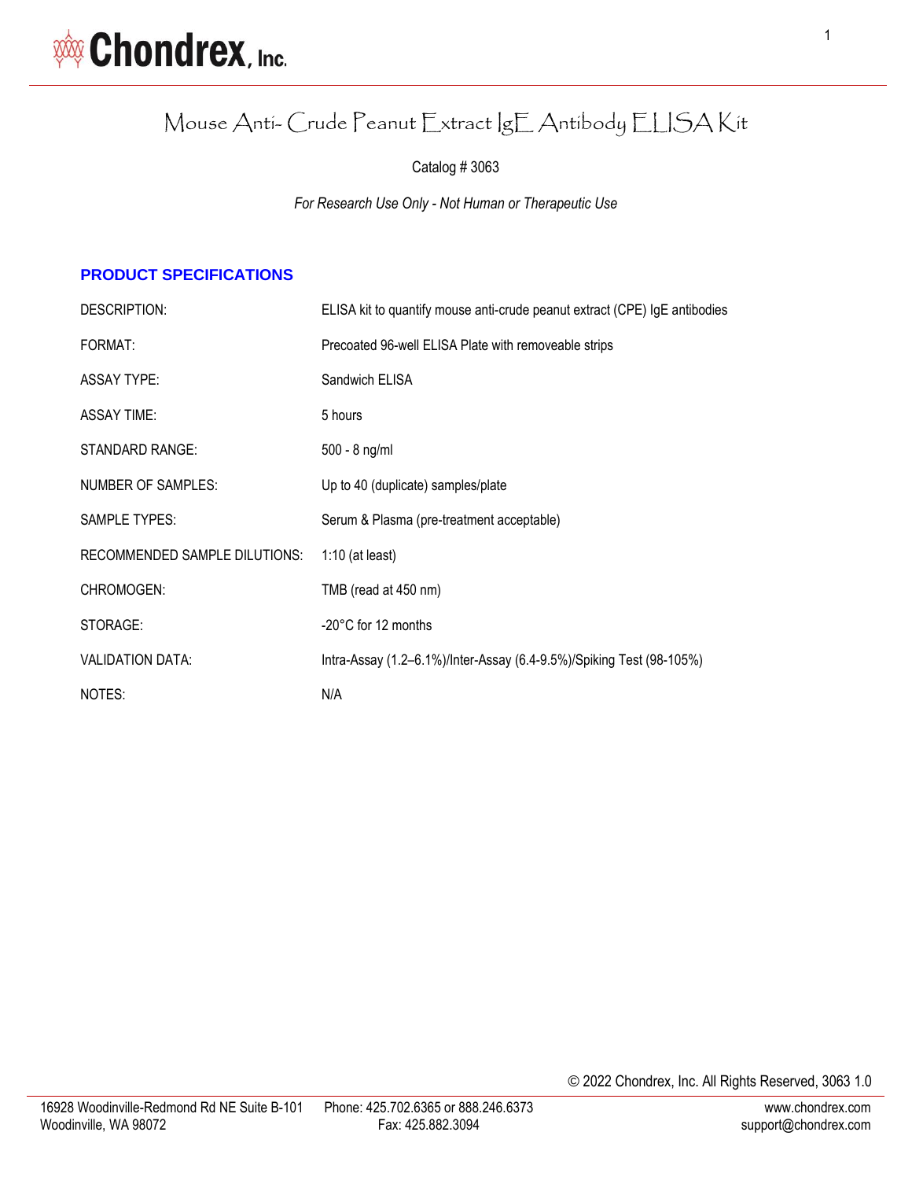# Mouse Anti- Crude Peanut Extract IgE Antibody ELISA Kit

Catalog # 3063

*For Research Use Only - Not Human or Therapeutic Use*

## PRODUCT SPECIFICATIONS

| | |
|---|---|
| DESCRIPTION: | ELISA kit to quantify mouse anti-crude peanut extract (CPE) IgE antibodies |
| FORMAT: | Precoated 96-well ELISA Plate with removeable strips |
| ASSAY TYPE: | Sandwich ELISA |
| ASSAY TIME: | 5 hours |
| STANDARD RANGE: | 500 - 8 ng/ml |
| NUMBER OF SAMPLES: | Up to 40 (duplicate) samples/plate |
| SAMPLE TYPES: | Serum & Plasma (pre-treatment acceptable) |
| RECOMMENDED SAMPLE DILUTIONS: | 1:10 (at least) |
| CHROMOGEN: | TMB (read at 450 nm) |
| STORAGE: | -20°C for 12 months |
| VALIDATION DATA: | Intra-Assay (1.2–6.1%)/Inter-Assay (6.4-9.5%)/Spiking Test (98-105%) |
| NOTES: | N/A |

© 2022 Chondrex, Inc. All Rights Reserved, 3063 1.0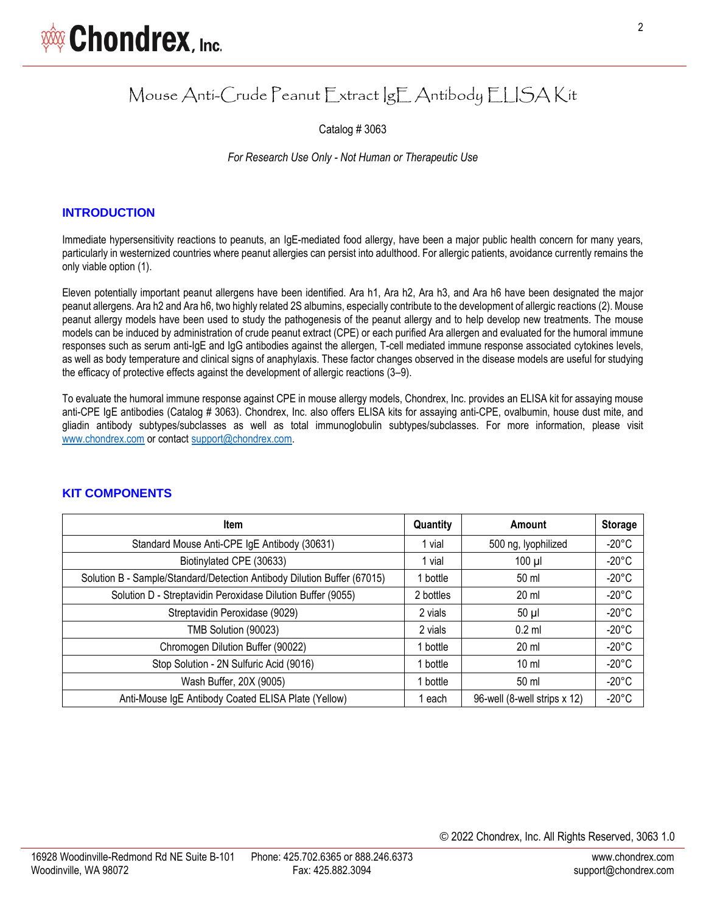# Mouse Anti-Crude Peanut Extract IgE Antibody ELISA Kit

Catalog # 3063

*For Research Use Only - Not Human or Therapeutic Use*

## INTRODUCTION

Immediate hypersensitivity reactions to peanuts, an IgE-mediated food allergy, have been a major public health concern for many years, particularly in westernized countries where peanut allergies can persist into adulthood. For allergic patients, avoidance currently remains the only viable option (1).

Eleven potentially important peanut allergens have been identified. Ara h1, Ara h2, Ara h3, and Ara h6 have been designated the major peanut allergens. Ara h2 and Ara h6, two highly related 2S albumins, especially contribute to the development of allergic reactions (2). Mouse peanut allergy models have been used to study the pathogenesis of the peanut allergy and to help develop new treatments. The mouse models can be induced by administration of crude peanut extract (CPE) or each purified Ara allergen and evaluated for the humoral immune responses such as serum anti-IgE and IgG antibodies against the allergen, T-cell mediated immune response associated cytokines levels, as well as body temperature and clinical signs of anaphylaxis. These factor changes observed in the disease models are useful for studying the efficacy of protective effects against the development of allergic reactions (3–9).

To evaluate the humoral immune response against CPE in mouse allergy models, Chondrex, Inc. provides an ELISA kit for assaying mouse anti-CPE IgE antibodies (Catalog # 3063). Chondrex, Inc. also offers ELISA kits for assaying anti-CPE, ovalbumin, house dust mite, and gliadin antibody subtypes/subclasses as well as total immunoglobulin subtypes/subclasses. For more information, please visit www.chondrex.com or contact support@chondrex.com.

## KIT COMPONENTS

| Item | Quantity | Amount | Storage |
| --- | --- | --- | --- |
| Standard Mouse Anti-CPE IgE Antibody (30631) | 1 vial | 500 ng, lyophilized | -20°C |
| Biotinylated CPE (30633) | 1 vial | 100 µl | -20°C |
| Solution B - Sample/Standard/Detection Antibody Dilution Buffer (67015) | 1 bottle | 50 ml | -20°C |
| Solution D - Streptavidin Peroxidase Dilution Buffer (9055) | 2 bottles | 20 ml | -20°C |
| Streptavidin Peroxidase (9029) | 2 vials | 50 µl | -20°C |
| TMB Solution (90023) | 2 vials | 0.2 ml | -20°C |
| Chromogen Dilution Buffer (90022) | 1 bottle | 20 ml | -20°C |
| Stop Solution - 2N Sulfuric Acid (9016) | 1 bottle | 10 ml | -20°C |
| Wash Buffer, 20X (9005) | 1 bottle | 50 ml | -20°C |
| Anti-Mouse IgE Antibody Coated ELISA Plate (Yellow) | 1 each | 96-well (8-well strips x 12) | -20°C |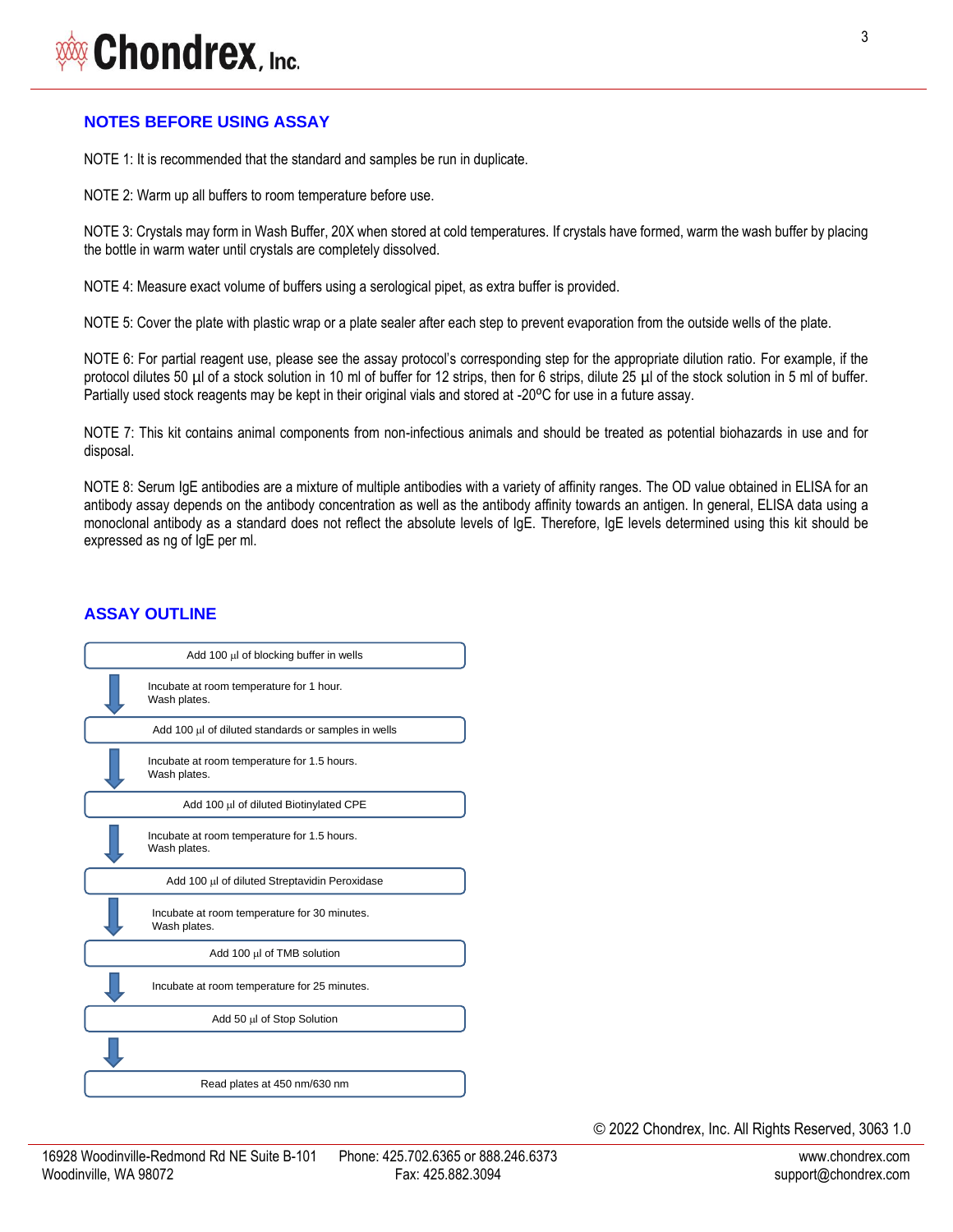## NOTES BEFORE USING ASSAY

NOTE 1: It is recommended that the standard and samples be run in duplicate.

NOTE 2: Warm up all buffers to room temperature before use.

NOTE 3: Crystals may form in Wash Buffer, 20X when stored at cold temperatures. If crystals have formed, warm the wash buffer by placing the bottle in warm water until crystals are completely dissolved.

NOTE 4: Measure exact volume of buffers using a serological pipet, as extra buffer is provided.

NOTE 5: Cover the plate with plastic wrap or a plate sealer after each step to prevent evaporation from the outside wells of the plate.

NOTE 6: For partial reagent use, please see the assay protocol's corresponding step for the appropriate dilution ratio. For example, if the protocol dilutes 50 µl of a stock solution in 10 ml of buffer for 12 strips, then for 6 strips, dilute 25 µl of the stock solution in 5 ml of buffer. Partially used stock reagents may be kept in their original vials and stored at -20°C for use in a future assay.

NOTE 7: This kit contains animal components from non-infectious animals and should be treated as potential biohazards in use and for disposal.

NOTE 8: Serum IgE antibodies are a mixture of multiple antibodies with a variety of affinity ranges. The OD value obtained in ELISA for an antibody assay depends on the antibody concentration as well as the antibody affinity towards an antigen. In general, ELISA data using a monoclonal antibody as a standard does not reflect the absolute levels of IgE. Therefore, IgE levels determined using this kit should be expressed as ng of IgE per ml.

## ASSAY OUTLINE

Add 100 µl of blocking buffer in wells

↓ Incubate at room temperature for 1 hour.
Wash plates.

Add 100 µl of diluted standards or samples in wells

↓ Incubate at room temperature for 1.5 hours.
Wash plates.

Add 100 µl of diluted Biotinylated CPE

↓ Incubate at room temperature for 1.5 hours.
Wash plates.

Add 100 µl of diluted Streptavidin Peroxidase

↓ Incubate at room temperature for 30 minutes.
Wash plates.

Add 100 µl of TMB solution

↓ Incubate at room temperature for 25 minutes.

Add 50 µl of Stop Solution

↓

Read plates at 450 nm/630 nm

© 2022 Chondrex, Inc. All Rights Reserved, 3063 1.0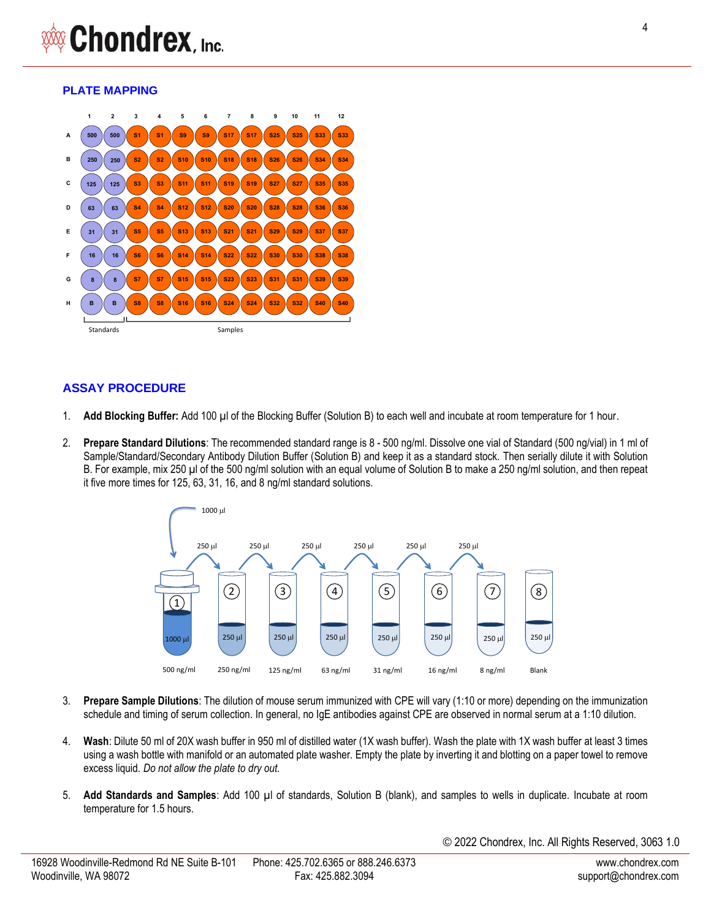## PLATE MAPPING

|   | 1 | 2 | 3 | 4 | 5 | 6 | 7 | 8 | 9 | 10 | 11 | 12 |
|---|---|---|---|---|---|---|---|---|---|---|---|---|
| A | 500 | 500 | S1 | S1 | S9 | S9 | S17 | S17 | S25 | S25 | S33 | S33 |
| B | 250 | 250 | S2 | S2 | S10 | S10 | S18 | S18 | S26 | S26 | S34 | S34 |
| C | 125 | 125 | S3 | S3 | S11 | S11 | S19 | S19 | S27 | S27 | S35 | S35 |
| D | 63 | 63 | S4 | S4 | S12 | S12 | S20 | S20 | S28 | S28 | S36 | S36 |
| E | 31 | 31 | S5 | S5 | S13 | S13 | S21 | S21 | S29 | S29 | S37 | S37 |
| F | 16 | 16 | S6 | S6 | S14 | S14 | S22 | S22 | S30 | S30 | S38 | S38 |
| G | 8 | 8 | S7 | S7 | S15 | S15 | S23 | S23 | S31 | S31 | S39 | S39 |
| H | B | B | S8 | S8 | S16 | S16 | S24 | S24 | S32 | S32 | S40 | S40 |

Standards (columns 1–2); Samples (columns 3–12)

## ASSAY PROCEDURE

1. **Add Blocking Buffer:** Add 100 µl of the Blocking Buffer (Solution B) to each well and incubate at room temperature for 1 hour.

2. **Prepare Standard Dilutions**: The recommended standard range is 8 - 500 ng/ml. Dissolve one vial of Standard (500 ng/vial) in 1 ml of Sample/Standard/Secondary Antibody Dilution Buffer (Solution B) and keep it as a standard stock. Then serially dilute it with Solution B. For example, mix 250 µl of the 500 ng/ml solution with an equal volume of Solution B to make a 250 ng/ml solution, and then repeat it five more times for 125, 63, 31, 16, and 8 ng/ml standard solutions.

| Tube | 1 | 2 | 3 | 4 | 5 | 6 | 7 | 8 |
|---|---|---|---|---|---|---|---|---|
| Volume | 1000 µl | 250 µl | 250 µl | 250 µl | 250 µl | 250 µl | 250 µl | 250 µl |
| Concentration | 500 ng/ml | 250 ng/ml | 125 ng/ml | 63 ng/ml | 31 ng/ml | 16 ng/ml | 8 ng/ml | Blank |

(1000 µl added to tube 1; 250 µl transferred serially from tube 1 through tube 7.)

3. **Prepare Sample Dilutions**: The dilution of mouse serum immunized with CPE will vary (1:10 or more) depending on the immunization schedule and timing of serum collection. In general, no IgE antibodies against CPE are observed in normal serum at a 1:10 dilution.

4. **Wash**: Dilute 50 ml of 20X wash buffer in 950 ml of distilled water (1X wash buffer). Wash the plate with 1X wash buffer at least 3 times using a wash bottle with manifold or an automated plate washer. Empty the plate by inverting it and blotting on a paper towel to remove excess liquid. *Do not allow the plate to dry out.*

5. **Add Standards and Samples**: Add 100 µl of standards, Solution B (blank), and samples to wells in duplicate. Incubate at room temperature for 1.5 hours.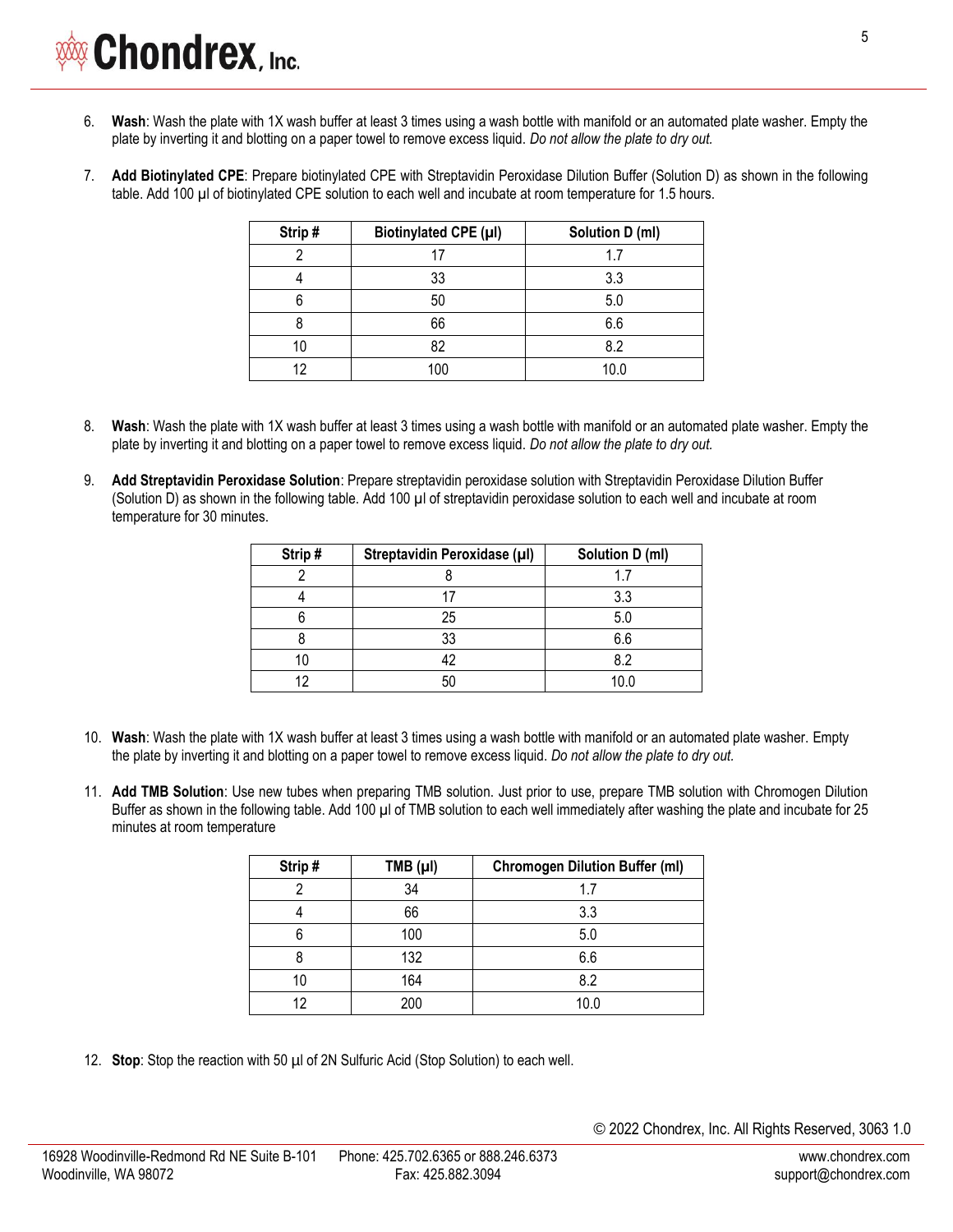6. **Wash**: Wash the plate with 1X wash buffer at least 3 times using a wash bottle with manifold or an automated plate washer. Empty the plate by inverting it and blotting on a paper towel to remove excess liquid. *Do not allow the plate to dry out.*

7. **Add Biotinylated CPE**: Prepare biotinylated CPE with Streptavidin Peroxidase Dilution Buffer (Solution D) as shown in the following table. Add 100 µl of biotinylated CPE solution to each well and incubate at room temperature for 1.5 hours.

| Strip # | Biotinylated CPE (µl) | Solution D (ml) |
|---|---|---|
| 2 | 17 | 1.7 |
| 4 | 33 | 3.3 |
| 6 | 50 | 5.0 |
| 8 | 66 | 6.6 |
| 10 | 82 | 8.2 |
| 12 | 100 | 10.0 |

8. **Wash**: Wash the plate with 1X wash buffer at least 3 times using a wash bottle with manifold or an automated plate washer. Empty the plate by inverting it and blotting on a paper towel to remove excess liquid. *Do not allow the plate to dry out.*

9. **Add Streptavidin Peroxidase Solution**: Prepare streptavidin peroxidase solution with Streptavidin Peroxidase Dilution Buffer (Solution D) as shown in the following table. Add 100 µl of streptavidin peroxidase solution to each well and incubate at room temperature for 30 minutes.

| Strip # | Streptavidin Peroxidase (µl) | Solution D (ml) |
|---|---|---|
| 2 | 8 | 1.7 |
| 4 | 17 | 3.3 |
| 6 | 25 | 5.0 |
| 8 | 33 | 6.6 |
| 10 | 42 | 8.2 |
| 12 | 50 | 10.0 |

10. **Wash**: Wash the plate with 1X wash buffer at least 3 times using a wash bottle with manifold or an automated plate washer. Empty the plate by inverting it and blotting on a paper towel to remove excess liquid. *Do not allow the plate to dry out.*

11. **Add TMB Solution**: Use new tubes when preparing TMB solution. Just prior to use, prepare TMB solution with Chromogen Dilution Buffer as shown in the following table. Add 100 µl of TMB solution to each well immediately after washing the plate and incubate for 25 minutes at room temperature

| Strip # | TMB (µl) | Chromogen Dilution Buffer (ml) |
|---|---|---|
| 2 | 34 | 1.7 |
| 4 | 66 | 3.3 |
| 6 | 100 | 5.0 |
| 8 | 132 | 6.6 |
| 10 | 164 | 8.2 |
| 12 | 200 | 10.0 |

12. **Stop**: Stop the reaction with 50 µl of 2N Sulfuric Acid (Stop Solution) to each well.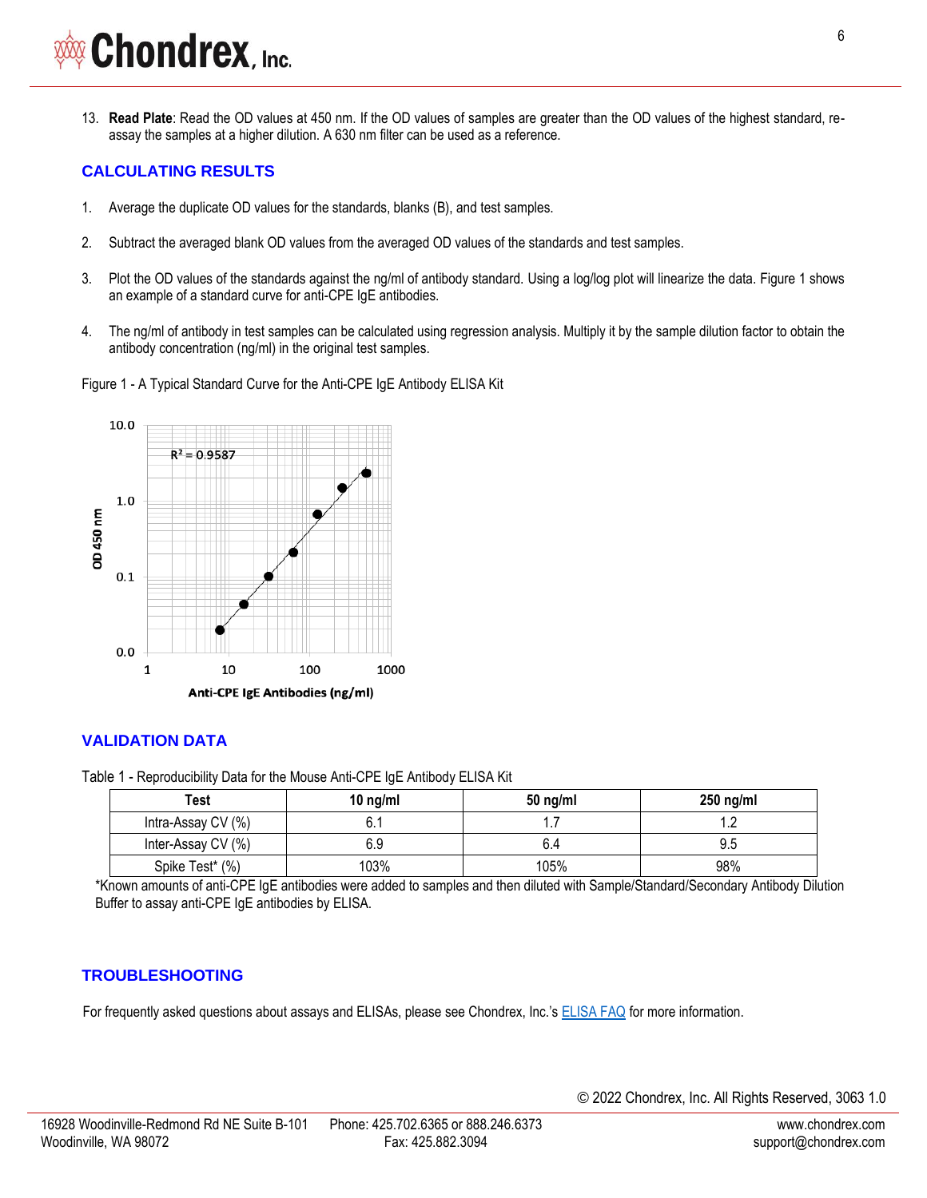13. **Read Plate**: Read the OD values at 450 nm. If the OD values of samples are greater than the OD values of the highest standard, re-assay the samples at a higher dilution. A 630 nm filter can be used as a reference.

## CALCULATING RESULTS

1. Average the duplicate OD values for the standards, blanks (B), and test samples.
2. Subtract the averaged blank OD values from the averaged OD values of the standards and test samples.
3. Plot the OD values of the standards against the ng/ml of antibody standard. Using a log/log plot will linearize the data. Figure 1 shows an example of a standard curve for anti-CPE IgE antibodies.
4. The ng/ml of antibody in test samples can be calculated using regression analysis. Multiply it by the sample dilution factor to obtain the antibody concentration (ng/ml) in the original test samples.

Figure 1 - A Typical Standard Curve for the Anti-CPE IgE Antibody ELISA Kit

## VALIDATION DATA

Table 1 - Reproducibility Data for the Mouse Anti-CPE IgE Antibody ELISA Kit

| Test | 10 ng/ml | 50 ng/ml | 250 ng/ml |
|---|---|---|---|
| Intra-Assay CV (%) | 6.1 | 1.7 | 1.2 |
| Inter-Assay CV (%) | 6.9 | 6.4 | 9.5 |
| Spike Test* (%) | 103% | 105% | 98% |

*Known amounts of anti-CPE IgE antibodies were added to samples and then diluted with Sample/Standard/Secondary Antibody Dilution Buffer to assay anti-CPE IgE antibodies by ELISA.

## TROUBLESHOOTING

For frequently asked questions about assays and ELISAs, please see Chondrex, Inc.'s ELISA FAQ for more information.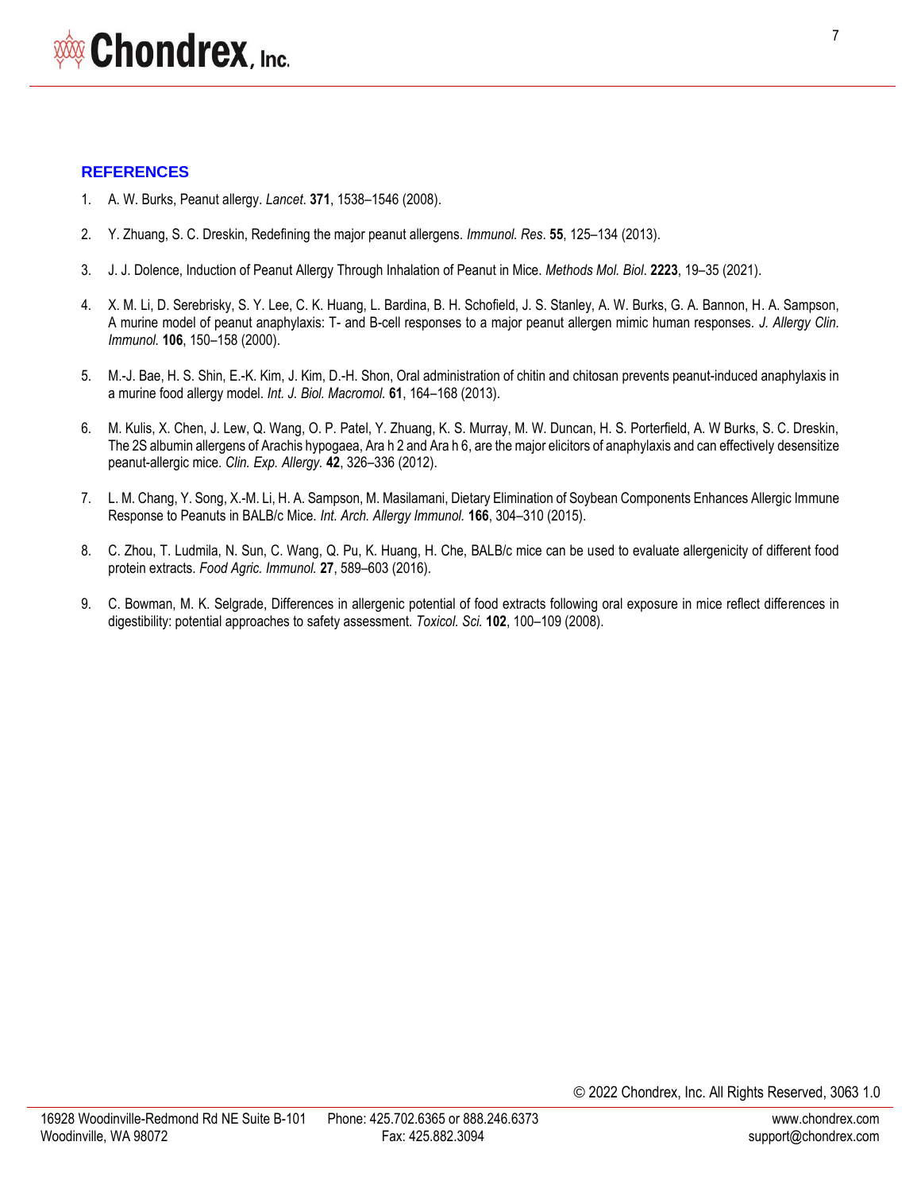## REFERENCES

1. A. W. Burks, Peanut allergy. *Lancet*. **371**, 1538–1546 (2008).

2. Y. Zhuang, S. C. Dreskin, Redefining the major peanut allergens. *Immunol. Res*. **55**, 125–134 (2013).

3. J. J. Dolence, Induction of Peanut Allergy Through Inhalation of Peanut in Mice. *Methods Mol. Biol*. **2223**, 19–35 (2021).

4. X. M. Li, D. Serebrisky, S. Y. Lee, C. K. Huang, L. Bardina, B. H. Schofield, J. S. Stanley, A. W. Burks, G. A. Bannon, H. A. Sampson, A murine model of peanut anaphylaxis: T- and B-cell responses to a major peanut allergen mimic human responses. *J. Allergy Clin. Immunol.* **106**, 150–158 (2000).

5. M.-J. Bae, H. S. Shin, E.-K. Kim, J. Kim, D.-H. Shon, Oral administration of chitin and chitosan prevents peanut-induced anaphylaxis in a murine food allergy model. *Int. J. Biol. Macromol.* **61**, 164–168 (2013).

6. M. Kulis, X. Chen, J. Lew, Q. Wang, O. P. Patel, Y. Zhuang, K. S. Murray, M. W. Duncan, H. S. Porterfield, A. W Burks, S. C. Dreskin, The 2S albumin allergens of Arachis hypogaea, Ara h 2 and Ara h 6, are the major elicitors of anaphylaxis and can effectively desensitize peanut-allergic mice. *Clin. Exp. Allergy.* **42**, 326–336 (2012).

7. L. M. Chang, Y. Song, X.-M. Li, H. A. Sampson, M. Masilamani, Dietary Elimination of Soybean Components Enhances Allergic Immune Response to Peanuts in BALB/c Mice. *Int. Arch. Allergy Immunol.* **166**, 304–310 (2015).

8. C. Zhou, T. Ludmila, N. Sun, C. Wang, Q. Pu, K. Huang, H. Che, BALB/c mice can be used to evaluate allergenicity of different food protein extracts. *Food Agric. Immunol.* **27**, 589–603 (2016).

9. C. Bowman, M. K. Selgrade, Differences in allergenic potential of food extracts following oral exposure in mice reflect differences in digestibility: potential approaches to safety assessment. *Toxicol. Sci.* **102**, 100–109 (2008).

© 2022 Chondrex, Inc. All Rights Reserved, 3063 1.0